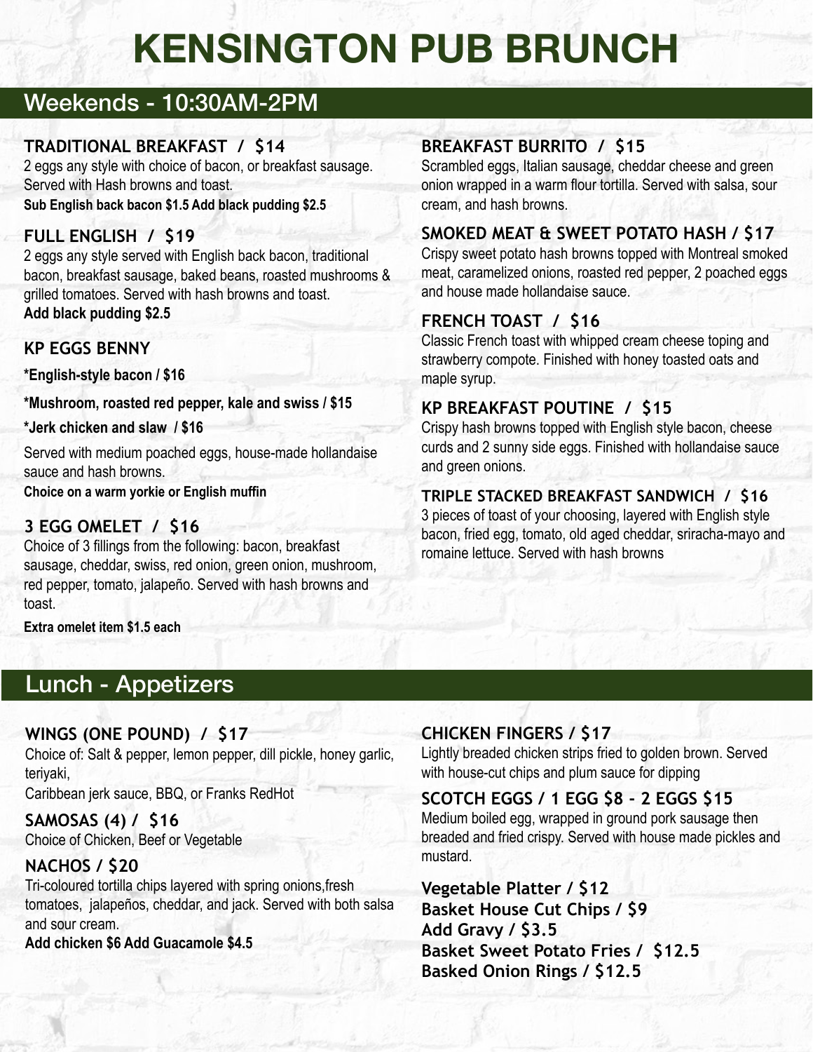# KENSINGTON PUB BRUNCH

## Weekends - 10:30AM-2PM

### TRADITIONAL BREAKFAST / $14

2 eggs any style with choice of bacon, or breakfast sausage. Served with Hash browns and toast.
**Sub English back bacon $1.5 Add black pudding $2.5**

### FULL ENGLISH / $19

2 eggs any style served with English back bacon, traditional bacon, breakfast sausage, baked beans, roasted mushrooms & grilled tomatoes. Served with hash browns and toast.
**Add black pudding $2.5**

### KP EGGS BENNY

**\*English-style bacon / $16**

**\*Mushroom, roasted red pepper, kale and swiss / $15**

**\*Jerk chicken and slaw / $16**

Served with medium poached eggs, house-made hollandaise sauce and hash browns.
**Choice on a warm yorkie or English muffin**

### 3 EGG OMELET / $16

Choice of 3 fillings from the following: bacon, breakfast sausage, cheddar, swiss, red onion, green onion, mushroom, red pepper, tomato, jalapeño. Served with hash browns and toast.

**Extra omelet item $1.5 each**

### BREAKFAST BURRITO / $15

Scrambled eggs, Italian sausage, cheddar cheese and green onion wrapped in a warm flour tortilla. Served with salsa, sour cream, and hash browns.

### SMOKED MEAT & SWEET POTATO HASH / $17

Crispy sweet potato hash browns topped with Montreal smoked meat, caramelized onions, roasted red pepper, 2 poached eggs and house made hollandaise sauce.

### FRENCH TOAST / $16

Classic French toast with whipped cream cheese toping and strawberry compote. Finished with honey toasted oats and maple syrup.

### KP BREAKFAST POUTINE / $15

Crispy hash browns topped with English style bacon, cheese curds and 2 sunny side eggs. Finished with hollandaise sauce and green onions.

### TRIPLE STACKED BREAKFAST SANDWICH / $16

3 pieces of toast of your choosing, layered with English style bacon, fried egg, tomato, old aged cheddar, sriracha-mayo and romaine lettuce. Served with hash browns

## Lunch - Appetizers

### WINGS (ONE POUND) / $17

Choice of: Salt & pepper, lemon pepper, dill pickle, honey garlic, teriyaki,
Caribbean jerk sauce, BBQ, or Franks RedHot

### SAMOSAS (4) / $16

Choice of Chicken, Beef or Vegetable

### NACHOS / $20

Tri-coloured tortilla chips layered with spring onions,fresh tomatoes, jalapeños, cheddar, and jack. Served with both salsa and sour cream.
**Add chicken $6 Add Guacamole $4.5**

### CHICKEN FINGERS / $17

Lightly breaded chicken strips fried to golden brown. Served with house-cut chips and plum sauce for dipping

### SCOTCH EGGS / 1 EGG $8 - 2 EGGS $15

Medium boiled egg, wrapped in ground pork sausage then breaded and fried crispy. Served with house made pickles and mustard.

**Vegetable Platter / $12**
**Basket House Cut Chips / $9**
**Add Gravy / $3.5**
**Basket Sweet Potato Fries / $12.5**
**Basked Onion Rings / $12.5**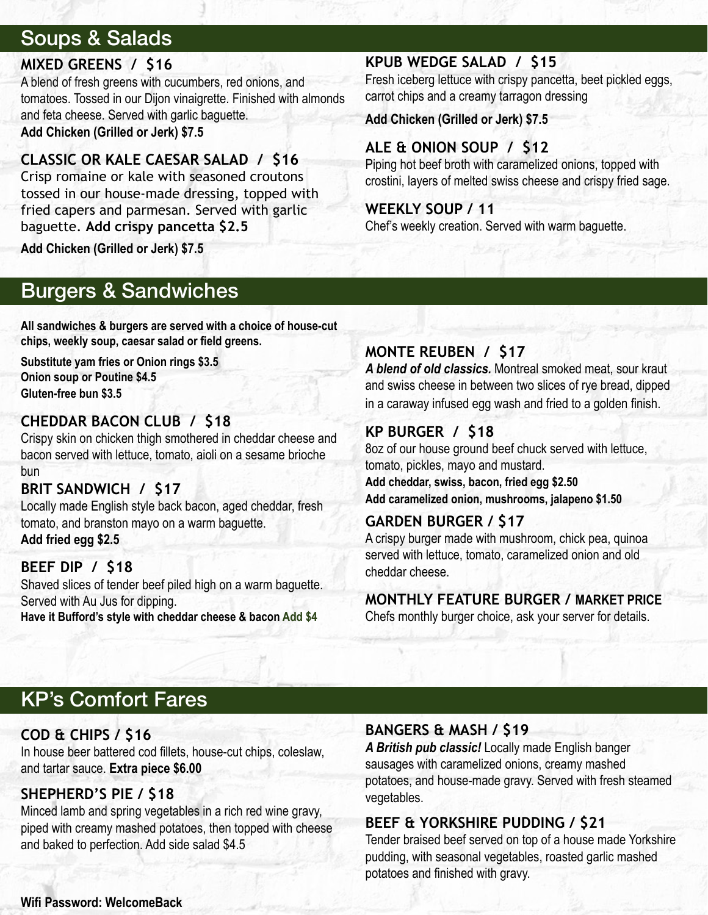## Soups & Salads

### MIXED GREENS / $16

A blend of fresh greens with cucumbers, red onions, and tomatoes. Tossed in our Dijon vinaigrette. Finished with almonds and feta cheese. Served with garlic baguette.
**Add Chicken (Grilled or Jerk) $7.5**

### CLASSIC OR KALE CAESAR SALAD / $16

Crisp romaine or kale with seasoned croutons tossed in our house-made dressing, topped with fried capers and parmesan. Served with garlic baguette. **Add crispy pancetta $2.5**

**Add Chicken (Grilled or Jerk) $7.5**

### KPUB WEDGE SALAD / $15

Fresh iceberg lettuce with crispy pancetta, beet pickled eggs, carrot chips and a creamy tarragon dressing

**Add Chicken (Grilled or Jerk) $7.5**

### ALE & ONION SOUP / $12

Piping hot beef broth with caramelized onions, topped with crostini, layers of melted swiss cheese and crispy fried sage.

### WEEKLY SOUP / 11

Chef's weekly creation. Served with warm baguette.

## Burgers & Sandwiches

**All sandwiches & burgers are served with a choice of house-cut chips, weekly soup, caesar salad or field greens.**

**Substitute yam fries or Onion rings $3.5**
**Onion soup or Poutine $4.5**
**Gluten-free bun $3.5**

### CHEDDAR BACON CLUB / $18

Crispy skin on chicken thigh smothered in cheddar cheese and bacon served with lettuce, tomato, aioli on a sesame brioche bun

### BRIT SANDWICH / $17

Locally made English style back bacon, aged cheddar, fresh tomato, and branston mayo on a warm baguette.
**Add fried egg $2.5**

### BEEF DIP / $18

Shaved slices of tender beef piled high on a warm baguette. Served with Au Jus for dipping.
**Have it Bufford's style with cheddar cheese & bacon Add $4**

### MONTE REUBEN / $17

***A blend of old classics.*** Montreal smoked meat, sour kraut and swiss cheese in between two slices of rye bread, dipped in a caraway infused egg wash and fried to a golden finish.

### KP BURGER / $18

8oz of our house ground beef chuck served with lettuce, tomato, pickles, mayo and mustard.
**Add cheddar, swiss, bacon, fried egg $2.50**
**Add caramelized onion, mushrooms, jalapeno $1.50**

### GARDEN BURGER / $17

A crispy burger made with mushroom, chick pea, quinoa served with lettuce, tomato, caramelized onion and old cheddar cheese.

### MONTHLY FEATURE BURGER / MARKET PRICE

Chefs monthly burger choice, ask your server for details.

## KP's Comfort Fares

### COD & CHIPS / $16

In house beer battered cod fillets, house-cut chips, coleslaw, and tartar sauce. **Extra piece $6.00**

### SHEPHERD'S PIE / $18

Minced lamb and spring vegetables in a rich red wine gravy, piped with creamy mashed potatoes, then topped with cheese and baked to perfection. Add side salad $4.5

### BANGERS & MASH / $19

***A British pub classic!*** Locally made English banger sausages with caramelized onions, creamy mashed potatoes, and house-made gravy. Served with fresh steamed vegetables.

### BEEF & YORKSHIRE PUDDING / $21

Tender braised beef served on top of a house made Yorkshire pudding, with seasonal vegetables, roasted garlic mashed potatoes and finished with gravy.

**Wifi Password: WelcomeBack**